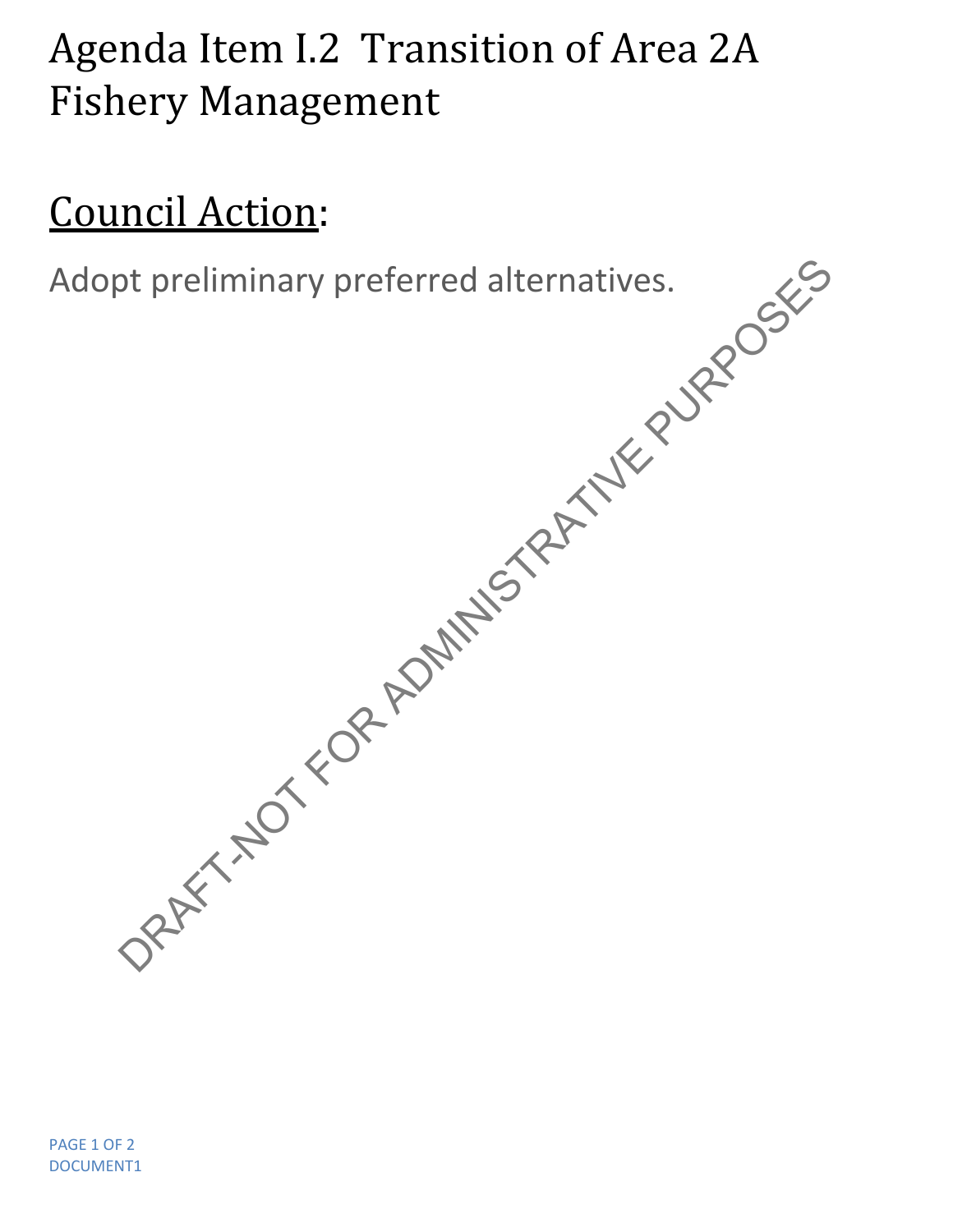# Agenda Item I.2 Transition of Area 2A Fishery Management

## <u>Council Action</u>:

Adopt preliminary preferred alternatives.

DRAFT-NOT FOR ADMINISTRATIVE PURPOSES

DOCUMENT1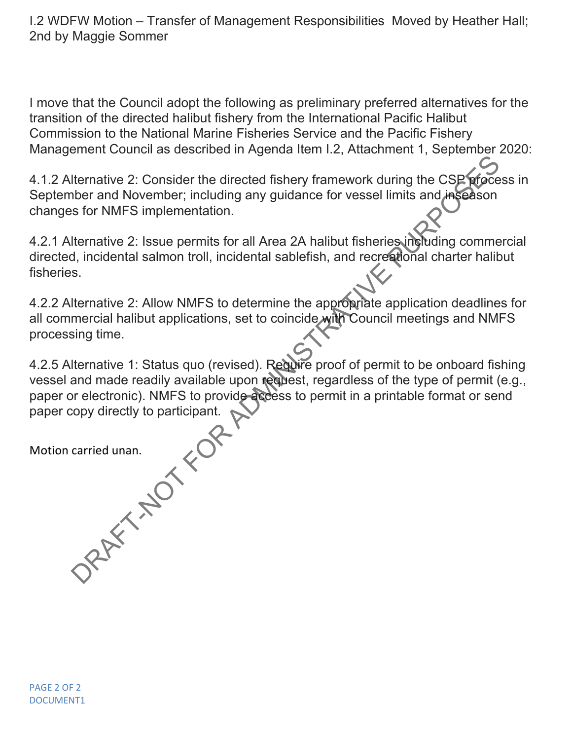I.2 WDFW Motion – Transfer of Management Responsibilities Moved by Heather Hall; 2nd by Maggie Sommer

I move that the Council adopt the following as preliminary preferred alternatives for the transition of the directed halibut fishery from the International Pacific Halibut Commission to the National Marine Fisheries Service and the Pacific Fishery Management Council as described in Agenda Item I.2, Attachment 1, September 2020:

4.1.2 Alternative 2: Consider the directed fishery framework during the CSP process in September and November; including any guidance for vessel limits and inseason changes for NMFS implementation.

4.2.1 Alternative 2: Issue permits for all Area 2A halibut fisheries including commercial directed, incidental salmon troll, incidental sablefish, and recreational charter halibut fisheries.

4.2.2 Alternative 2: Allow NMFS to determine the appropriate application deadlines for all commercial halibut applications, set to coincide with Council meetings and NMFS processing time.

4.2.5 Alternative 1: Status quo (revised). Require proof of permit to be onboard fishing vessel and made readily available upon request, regardless of the type of permit (e.g., paper or electronic). NMFS to provide access to permit in a printable format or send paper copy directly to participant.

Motion carried unan.

DRAFT-NOT FOR ADMINISTRATIVE PURPOSES